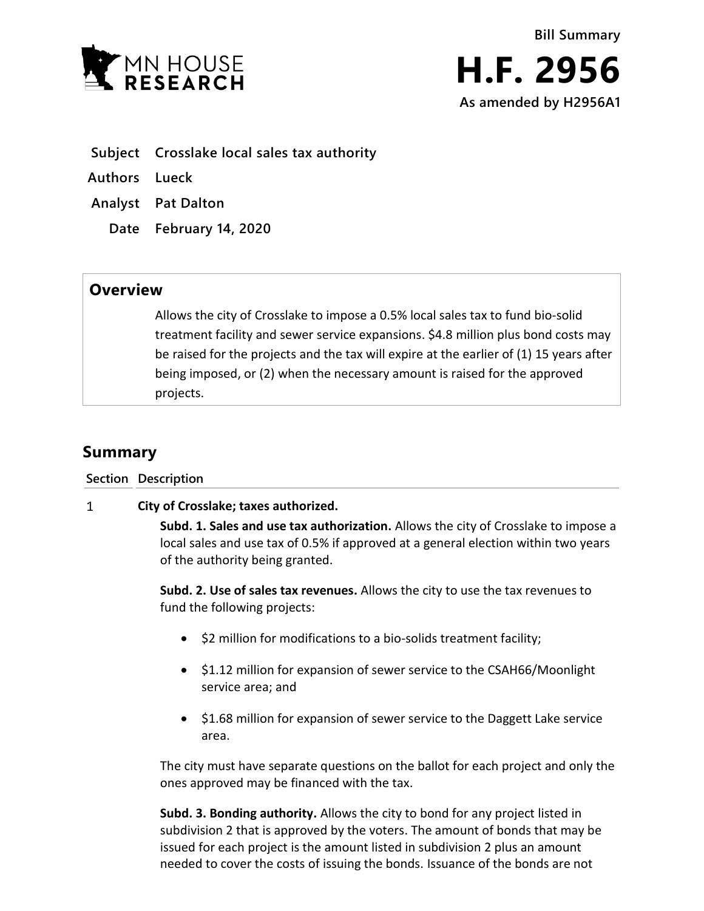**Bill Summary**

# H.F. 2956

**As amended by H2956A1**

| | |
|---|---|
| **Subject** | **Crosslake local sales tax authority** |
| **Authors** | **Lueck** |
| **Analyst** | **Pat Dalton** |
| **Date** | **February 14, 2020** |

## Overview

Allows the city of Crosslake to impose a 0.5% local sales tax to fund bio-solid treatment facility and sewer service expansions. $4.8 million plus bond costs may be raised for the projects and the tax will expire at the earlier of (1) 15 years after being imposed, or (2) when the necessary amount is raised for the approved projects.

## Summary

**Section Description**

1 **City of Crosslake; taxes authorized.**

**Subd. 1. Sales and use tax authorization.** Allows the city of Crosslake to impose a local sales and use tax of 0.5% if approved at a general election within two years of the authority being granted.

**Subd. 2. Use of sales tax revenues.** Allows the city to use the tax revenues to fund the following projects:

- $2 million for modifications to a bio-solids treatment facility;
- $1.12 million for expansion of sewer service to the CSAH66/Moonlight service area; and
- $1.68 million for expansion of sewer service to the Daggett Lake service area.

The city must have separate questions on the ballot for each project and only the ones approved may be financed with the tax.

**Subd. 3. Bonding authority.** Allows the city to bond for any project listed in subdivision 2 that is approved by the voters. The amount of bonds that may be issued for each project is the amount listed in subdivision 2 plus an amount needed to cover the costs of issuing the bonds. Issuance of the bonds are not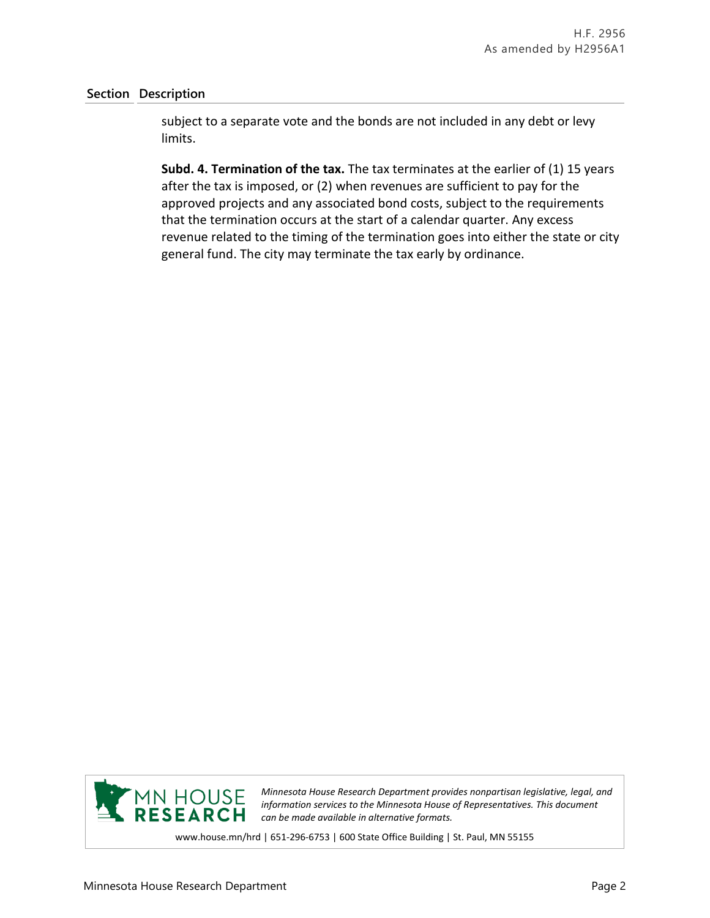| Section | Description |
| --- | --- |
| | subject to a separate vote and the bonds are not included in any debt or levy limits.<br><br>**Subd. 4. Termination of the tax.** The tax terminates at the earlier of (1) 15 years after the tax is imposed, or (2) when revenues are sufficient to pay for the approved projects and any associated bond costs, subject to the requirements that the termination occurs at the start of a calendar quarter. Any excess revenue related to the timing of the termination goes into either the state or city general fund. The city may terminate the tax early by ordinance. |

MN HOUSE RESEARCH

*Minnesota House Research Department provides nonpartisan legislative, legal, and information services to the Minnesota House of Representatives. This document can be made available in alternative formats.*

www.house.mn/hrd | 651-296-6753 | 600 State Office Building | St. Paul, MN 55155